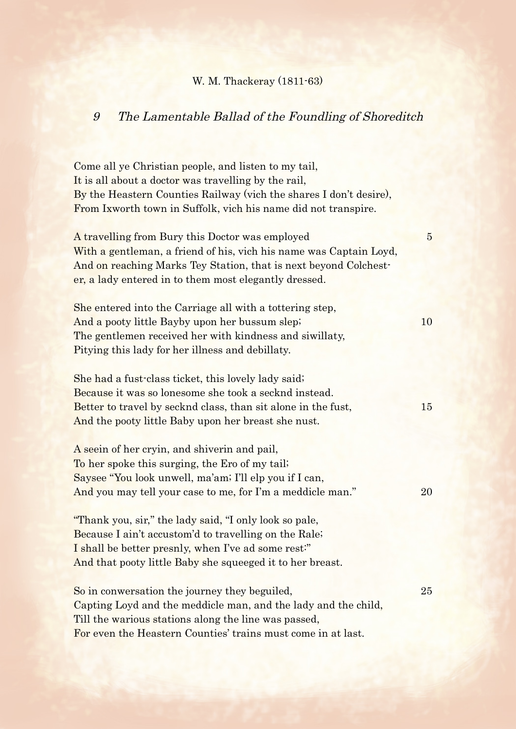W. M. Thackeray (1811-63)

## 9 *The Lamentable Ballad of the Foundling of Shoreditch*

Come all ye Christian people, and listen to my tail,  
It is all about a doctor was travelling by the rail,  
By the Heastern Counties Railway (vich the shares I don't desire),  
From Ixworth town in Suffolk, vich his name did not transpire.

A travelling from Bury this Doctor was employed 5  
With a gentleman, a friend of his, vich his name was Captain Loyd,  
And on reaching Marks Tey Station, that is next beyond Colchester, a lady entered in to them most elegantly dressed.

She entered into the Carriage all with a tottering step,  
And a pooty little Bayby upon her bussum slep; 10  
The gentlemen received her with kindness and siwillaty,  
Pitying this lady for her illness and debillaty.

She had a fust-class ticket, this lovely lady said;  
Because it was so lonesome she took a secknd instead.  
Better to travel by secknd class, than sit alone in the fust, 15  
And the pooty little Baby upon her breast she nust.

A seein of her cryin, and shiverin and pail,  
To her spoke this surging, the Ero of my tail;  
Saysee "You look unwell, ma'am; I'll elp you if I can,  
And you may tell your case to me, for I'm a meddicle man." 20

"Thank you, sir," the lady said, "I only look so pale,  
Because I ain't accustom'd to travelling on the Rale;  
I shall be better presnly, when I've ad some rest:"  
And that pooty little Baby she squeeged it to her breast.

So in conwersation the journey they beguiled, 25  
Capting Loyd and the meddicle man, and the lady and the child,  
Till the warious stations along the line was passed,  
For even the Heastern Counties' trains must come in at last.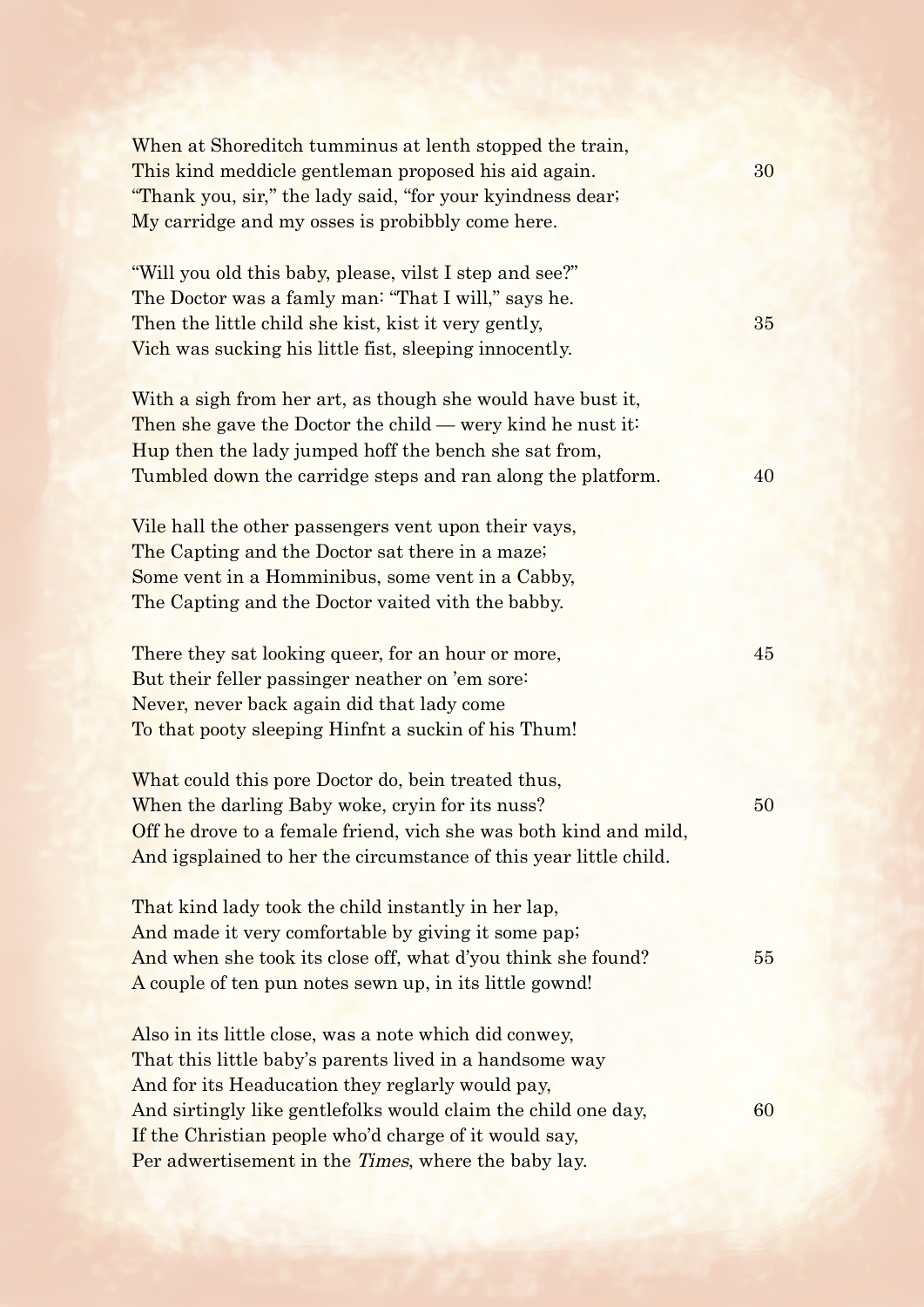When at Shoreditch tumminus at lenth stopped the train,
This kind meddicle gentleman proposed his aid again. 30
"Thank you, sir," the lady said, "for your kyindness dear;
My carridge and my osses is probibbly come here.

"Will you old this baby, please, vilst I step and see?"
The Doctor was a famly man: "That I will," says he.
Then the little child she kist, kist it very gently, 35
Vich was sucking his little fist, sleeping innocently.

With a sigh from her art, as though she would have bust it,
Then she gave the Doctor the child — wery kind he nust it:
Hup then the lady jumped hoff the bench she sat from,
Tumbled down the carridge steps and ran along the platform. 40

Vile hall the other passengers vent upon their vays,
The Capting and the Doctor sat there in a maze;
Some vent in a Homminibus, some vent in a Cabby,
The Capting and the Doctor vaited vith the babby.

There they sat looking queer, for an hour or more, 45
But their feller passinger neather on 'em sore:
Never, never back again did that lady come
To that pooty sleeping Hinfnt a suckin of his Thum!

What could this pore Doctor do, bein treated thus,
When the darling Baby woke, cryin for its nuss? 50
Off he drove to a female friend, vich she was both kind and mild,
And igsplained to her the circumstance of this year little child.

That kind lady took the child instantly in her lap,
And made it very comfortable by giving it some pap;
And when she took its close off, what d'you think she found? 55
A couple of ten pun notes sewn up, in its little gownd!

Also in its little close, was a note which did conwey,
That this little baby's parents lived in a handsome way
And for its Headucation they reglarly would pay,
And sirtingly like gentlefolks would claim the child one day, 60
If the Christian people who'd charge of it would say,
Per adwertisement in the *Times*, where the baby lay.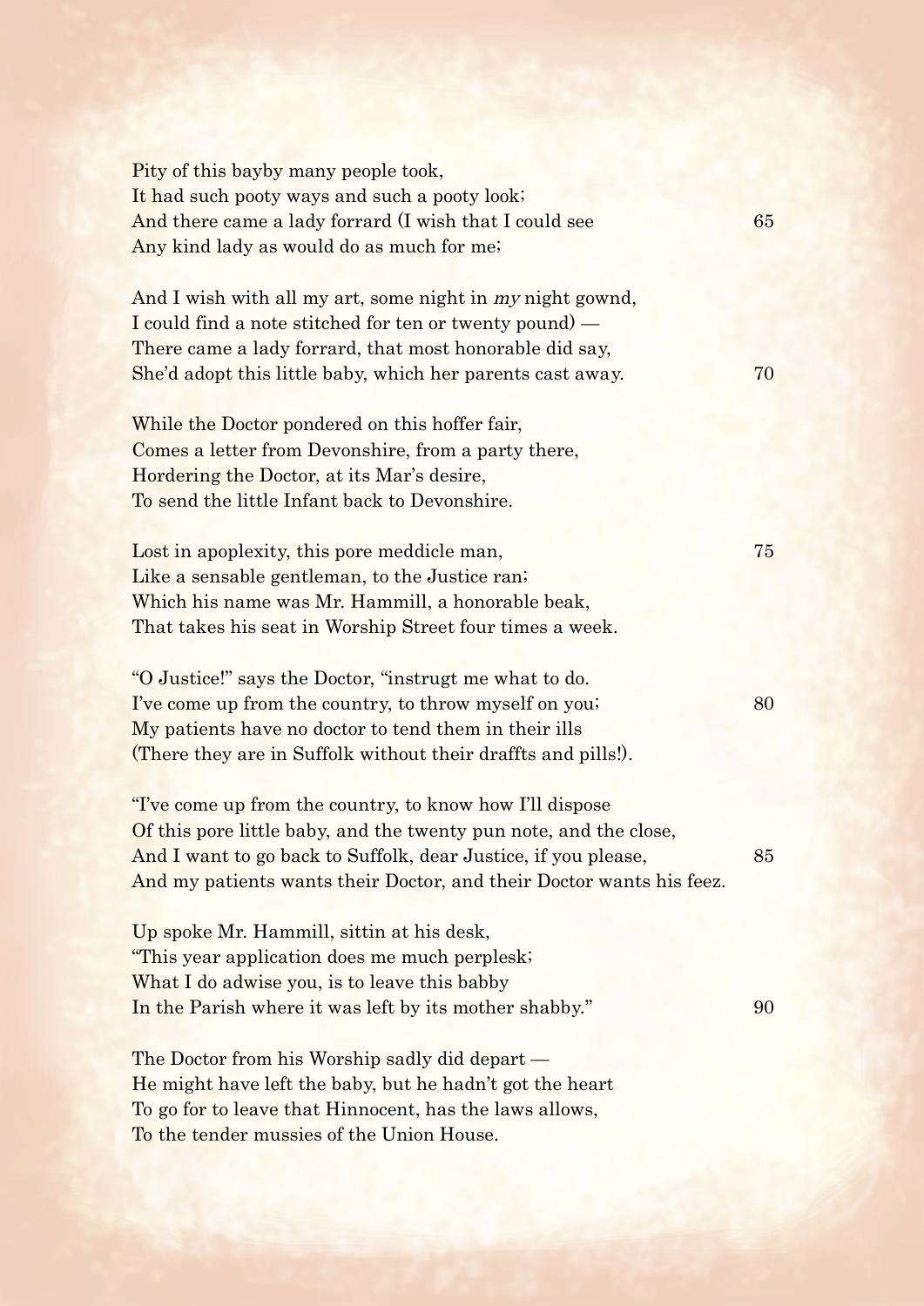Pity of this bayby many people took,  
It had such pooty ways and such a pooty look;  
And there came a lady forrard (I wish that I could see 65  
Any kind lady as would do as much for me;

And I wish with all my art, some night in *my* night gownd,  
I could find a note stitched for ten or twenty pound) —  
There came a lady forrard, that most honorable did say,  
She'd adopt this little baby, which her parents cast away. 70

While the Doctor pondered on this hoffer fair,  
Comes a letter from Devonshire, from a party there,  
Hordering the Doctor, at its Mar's desire,  
To send the little Infant back to Devonshire.

Lost in apoplexity, this pore meddicle man, 75  
Like a sensable gentleman, to the Justice ran;  
Which his name was Mr. Hammill, a honorable beak,  
That takes his seat in Worship Street four times a week.

"O Justice!" says the Doctor, "instrugt me what to do.  
I've come up from the country, to throw myself on you; 80  
My patients have no doctor to tend them in their ills  
(There they are in Suffolk without their draffts and pills!).

"I've come up from the country, to know how I'll dispose  
Of this pore little baby, and the twenty pun note, and the close,  
And I want to go back to Suffolk, dear Justice, if you please, 85  
And my patients wants their Doctor, and their Doctor wants his feez.

Up spoke Mr. Hammill, sittin at his desk,  
"This year application does me much perplesk;  
What I do adwise you, is to leave this babby  
In the Parish where it was left by its mother shabby." 90

The Doctor from his Worship sadly did depart —  
He might have left the baby, but he hadn't got the heart  
To go for to leave that Hinnocent, has the laws allows,  
To the tender mussies of the Union House.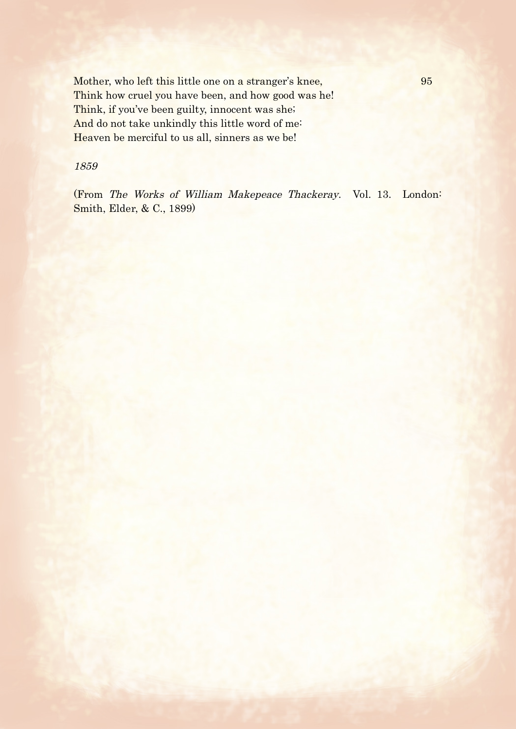Mother, who left this little one on a stranger's knee, 95  
Think how cruel you have been, and how good was he!  
Think, if you've been guilty, innocent was she;  
And do not take unkindly this little word of me:  
Heaven be merciful to us all, sinners as we be!

*1859*

(From *The Works of William Makepeace Thackeray*. Vol. 13. London: Smith, Elder, & C., 1899)